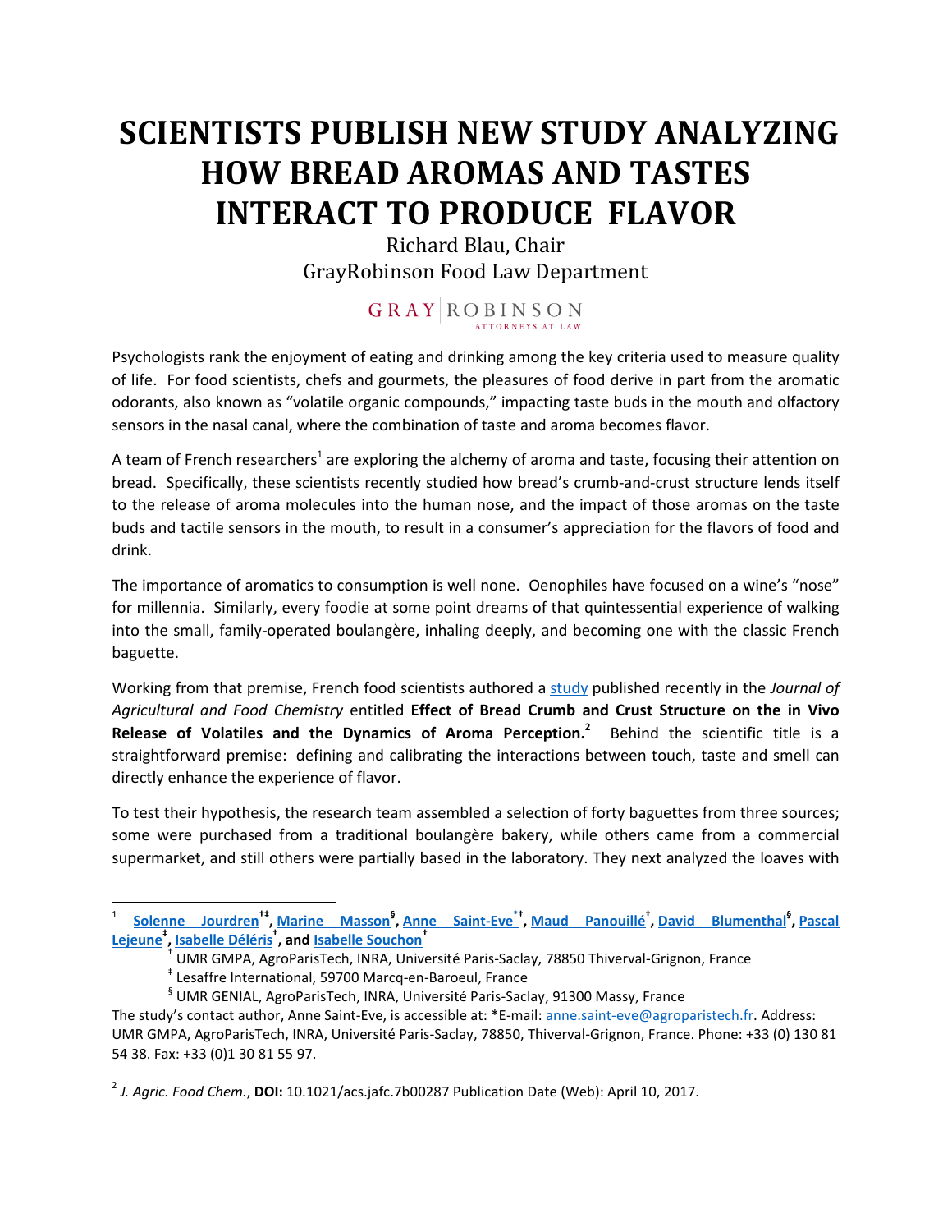# SCIENTISTS PUBLISH NEW STUDY ANALYZING HOW BREAD AROMAS AND TASTES INTERACT TO PRODUCE FLAVOR

Richard Blau, Chair
GrayRobinson Food Law Department

GRAY | ROBINSON
ATTORNEYS AT LAW

Psychologists rank the enjoyment of eating and drinking among the key criteria used to measure quality of life. For food scientists, chefs and gourmets, the pleasures of food derive in part from the aromatic odorants, also known as "volatile organic compounds," impacting taste buds in the mouth and olfactory sensors in the nasal canal, where the combination of taste and aroma becomes flavor.

A team of French researchers[1] are exploring the alchemy of aroma and taste, focusing their attention on bread. Specifically, these scientists recently studied how bread's crumb-and-crust structure lends itself to the release of aroma molecules into the human nose, and the impact of those aromas on the taste buds and tactile sensors in the mouth, to result in a consumer's appreciation for the flavors of food and drink.

The importance of aromatics to consumption is well none. Oenophiles have focused on a wine's "nose" for millennia. Similarly, every foodie at some point dreams of that quintessential experience of walking into the small, family-operated boulangère, inhaling deeply, and becoming one with the classic French baguette.

Working from that premise, French food scientists authored a study published recently in the *Journal of Agricultural and Food Chemistry* entitled **Effect of Bread Crumb and Crust Structure on the in Vivo Release of Volatiles and the Dynamics of Aroma Perception.**[2] Behind the scientific title is a straightforward premise: defining and calibrating the interactions between touch, taste and smell can directly enhance the experience of flavor.

To test their hypothesis, the research team assembled a selection of forty baguettes from three sources; some were purchased from a traditional boulangère bakery, while others came from a commercial supermarket, and still others were partially based in the laboratory. They next analyzed the loaves with

---

[1] **Solenne Jourdren[†‡], Marine Masson[§], Anne Saint-Eve[*†], Maud Panouillé[†], David Blumenthal[§], Pascal Lejeune[‡], Isabelle Déléris[†], and Isabelle Souchon[†]**

[†] UMR GMPA, AgroParisTech, INRA, Université Paris-Saclay, 78850 Thiverval-Grignon, France

[‡] Lesaffre International, 59700 Marcq-en-Baroeul, France

[§] UMR GENIAL, AgroParisTech, INRA, Université Paris-Saclay, 91300 Massy, France

The study's contact author, Anne Saint-Eve, is accessible at: *E-mail: anne.saint-eve@agroparistech.fr. Address: UMR GMPA, AgroParisTech, INRA, Université Paris-Saclay, 78850, Thiverval-Grignon, France. Phone: +33 (0) 130 81 54 38. Fax: +33 (0)1 30 81 55 97.

[2] *J. Agric. Food Chem.*, **DOI:** 10.1021/acs.jafc.7b00287 Publication Date (Web): April 10, 2017.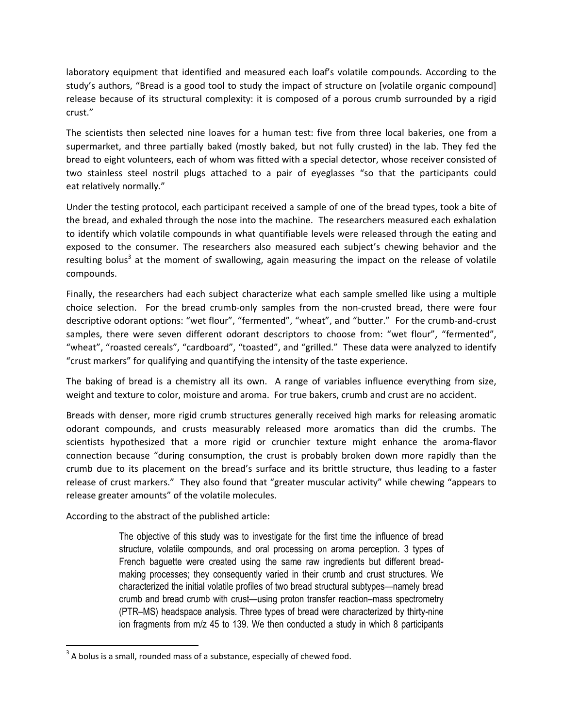laboratory equipment that identified and measured each loaf's volatile compounds. According to the study's authors, "Bread is a good tool to study the impact of structure on [volatile organic compound] release because of its structural complexity: it is composed of a porous crumb surrounded by a rigid crust."

The scientists then selected nine loaves for a human test: five from three local bakeries, one from a supermarket, and three partially baked (mostly baked, but not fully crusted) in the lab. They fed the bread to eight volunteers, each of whom was fitted with a special detector, whose receiver consisted of two stainless steel nostril plugs attached to a pair of eyeglasses "so that the participants could eat relatively normally."

Under the testing protocol, each participant received a sample of one of the bread types, took a bite of the bread, and exhaled through the nose into the machine. The researchers measured each exhalation to identify which volatile compounds in what quantifiable levels were released through the eating and exposed to the consumer. The researchers also measured each subject's chewing behavior and the resulting bolus[3] at the moment of swallowing, again measuring the impact on the release of volatile compounds.

Finally, the researchers had each subject characterize what each sample smelled like using a multiple choice selection. For the bread crumb-only samples from the non-crusted bread, there were four descriptive odorant options: "wet flour", "fermented", "wheat", and "butter." For the crumb-and-crust samples, there were seven different odorant descriptors to choose from: "wet flour", "fermented", "wheat", "roasted cereals", "cardboard", "toasted", and "grilled." These data were analyzed to identify "crust markers" for qualifying and quantifying the intensity of the taste experience.

The baking of bread is a chemistry all its own. A range of variables influence everything from size, weight and texture to color, moisture and aroma. For true bakers, crumb and crust are no accident.

Breads with denser, more rigid crumb structures generally received high marks for releasing aromatic odorant compounds, and crusts measurably released more aromatics than did the crumbs. The scientists hypothesized that a more rigid or crunchier texture might enhance the aroma-flavor connection because "during consumption, the crust is probably broken down more rapidly than the crumb due to its placement on the bread's surface and its brittle structure, thus leading to a faster release of crust markers." They also found that "greater muscular activity" while chewing "appears to release greater amounts" of the volatile molecules.

According to the abstract of the published article:

> The objective of this study was to investigate for the first time the influence of bread structure, volatile compounds, and oral processing on aroma perception. 3 types of French baguette were created using the same raw ingredients but different bread-making processes; they consequently varied in their crumb and crust structures. We characterized the initial volatile profiles of two bread structural subtypes—namely bread crumb and bread crumb with crust—using proton transfer reaction–mass spectrometry (PTR–MS) headspace analysis. Three types of bread were characterized by thirty-nine ion fragments from m/z 45 to 139. We then conducted a study in which 8 participants

---

[3] A bolus is a small, rounded mass of a substance, especially of chewed food.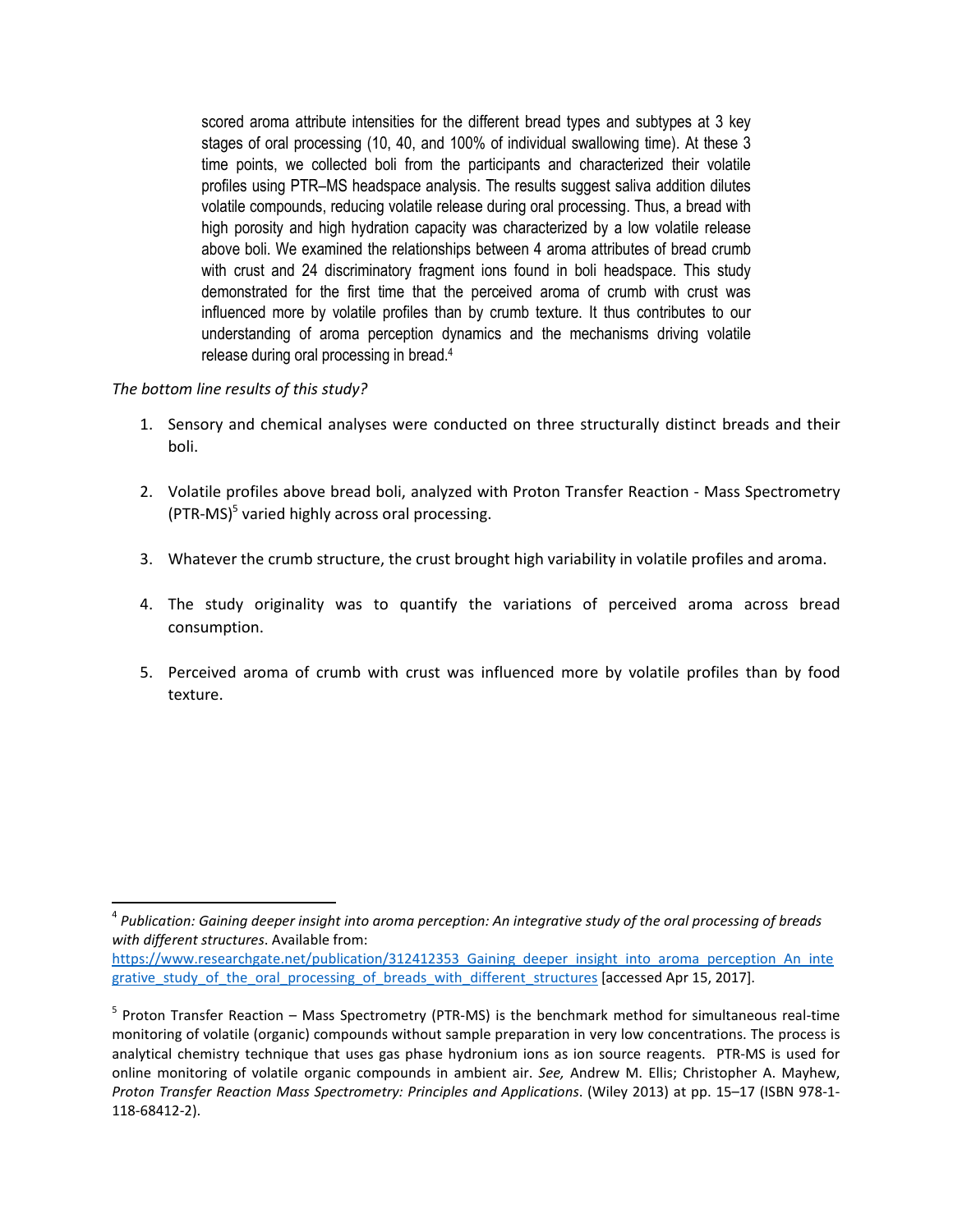> scored aroma attribute intensities for the different bread types and subtypes at 3 key stages of oral processing (10, 40, and 100% of individual swallowing time). At these 3 time points, we collected boli from the participants and characterized their volatile profiles using PTR–MS headspace analysis. The results suggest saliva addition dilutes volatile compounds, reducing volatile release during oral processing. Thus, a bread with high porosity and high hydration capacity was characterized by a low volatile release above boli. We examined the relationships between 4 aroma attributes of bread crumb with crust and 24 discriminatory fragment ions found in boli headspace. This study demonstrated for the first time that the perceived aroma of crumb with crust was influenced more by volatile profiles than by crumb texture. It thus contributes to our understanding of aroma perception dynamics and the mechanisms driving volatile release during oral processing in bread.[4]

*The bottom line results of this study?*

1. Sensory and chemical analyses were conducted on three structurally distinct breads and their boli.

2. Volatile profiles above bread boli, analyzed with Proton Transfer Reaction - Mass Spectrometry (PTR-MS)[5] varied highly across oral processing.

3. Whatever the crumb structure, the crust brought high variability in volatile profiles and aroma.

4. The study originality was to quantify the variations of perceived aroma across bread consumption.

5. Perceived aroma of crumb with crust was influenced more by volatile profiles than by food texture.

---

[4] *Publication: Gaining deeper insight into aroma perception: An integrative study of the oral processing of breads with different structures*. Available from: https://www.researchgate.net/publication/312412353_Gaining_deeper_insight_into_aroma_perception_An_integrative_study_of_the_oral_processing_of_breads_with_different_structures [accessed Apr 15, 2017].

[5] Proton Transfer Reaction – Mass Spectrometry (PTR-MS) is the benchmark method for simultaneous real-time monitoring of volatile (organic) compounds without sample preparation in very low concentrations. The process is analytical chemistry technique that uses gas phase hydronium ions as ion source reagents. PTR-MS is used for online monitoring of volatile organic compounds in ambient air. *See,* Andrew M. Ellis; Christopher A. Mayhew, *Proton Transfer Reaction Mass Spectrometry: Principles and Applications*. (Wiley 2013) at pp. 15–17 (ISBN 978-1-118-68412-2).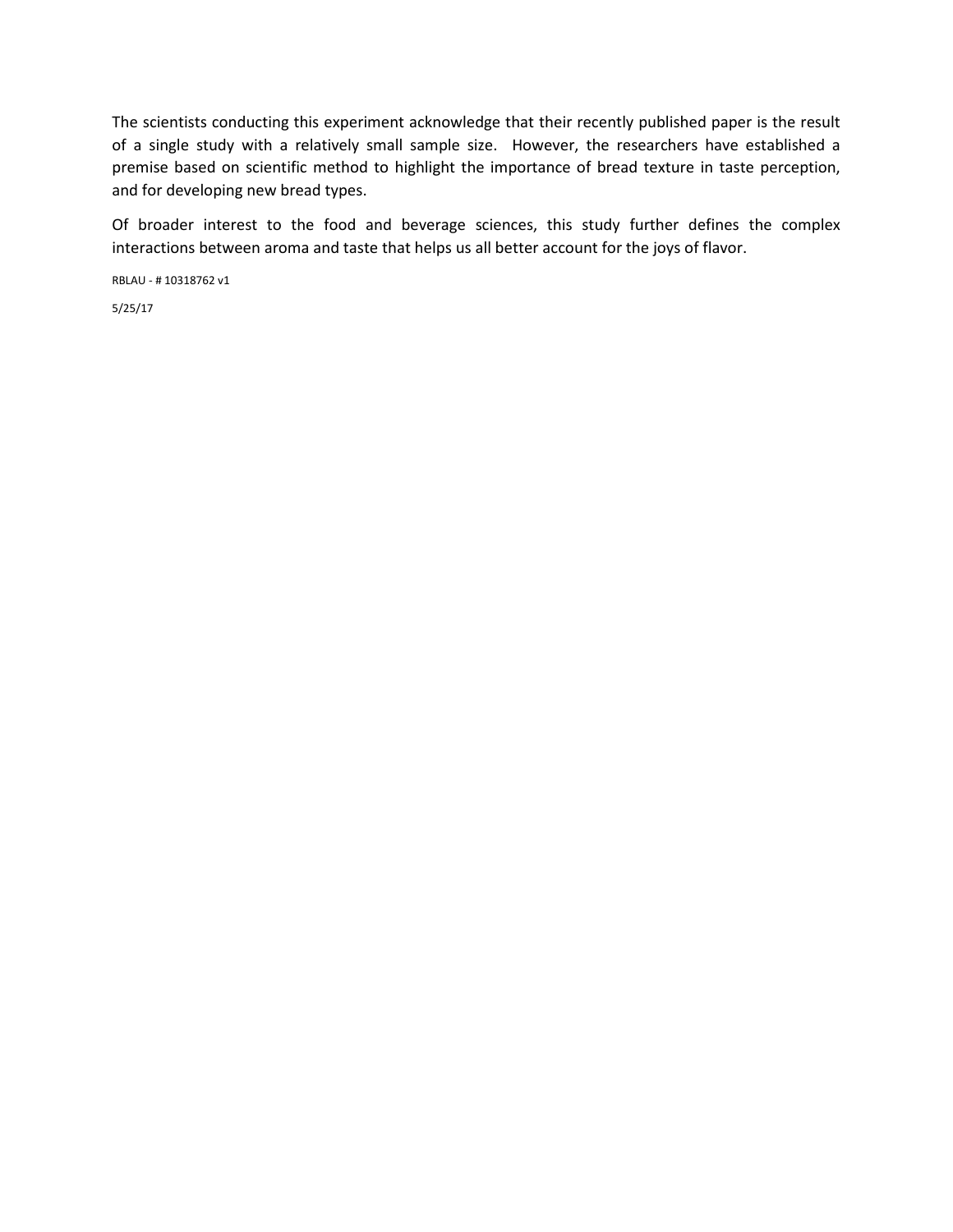The scientists conducting this experiment acknowledge that their recently published paper is the result of a single study with a relatively small sample size. However, the researchers have established a premise based on scientific method to highlight the importance of bread texture in taste perception, and for developing new bread types.

Of broader interest to the food and beverage sciences, this study further defines the complex interactions between aroma and taste that helps us all better account for the joys of flavor.

RBLAU - # 10318762 v1

5/25/17